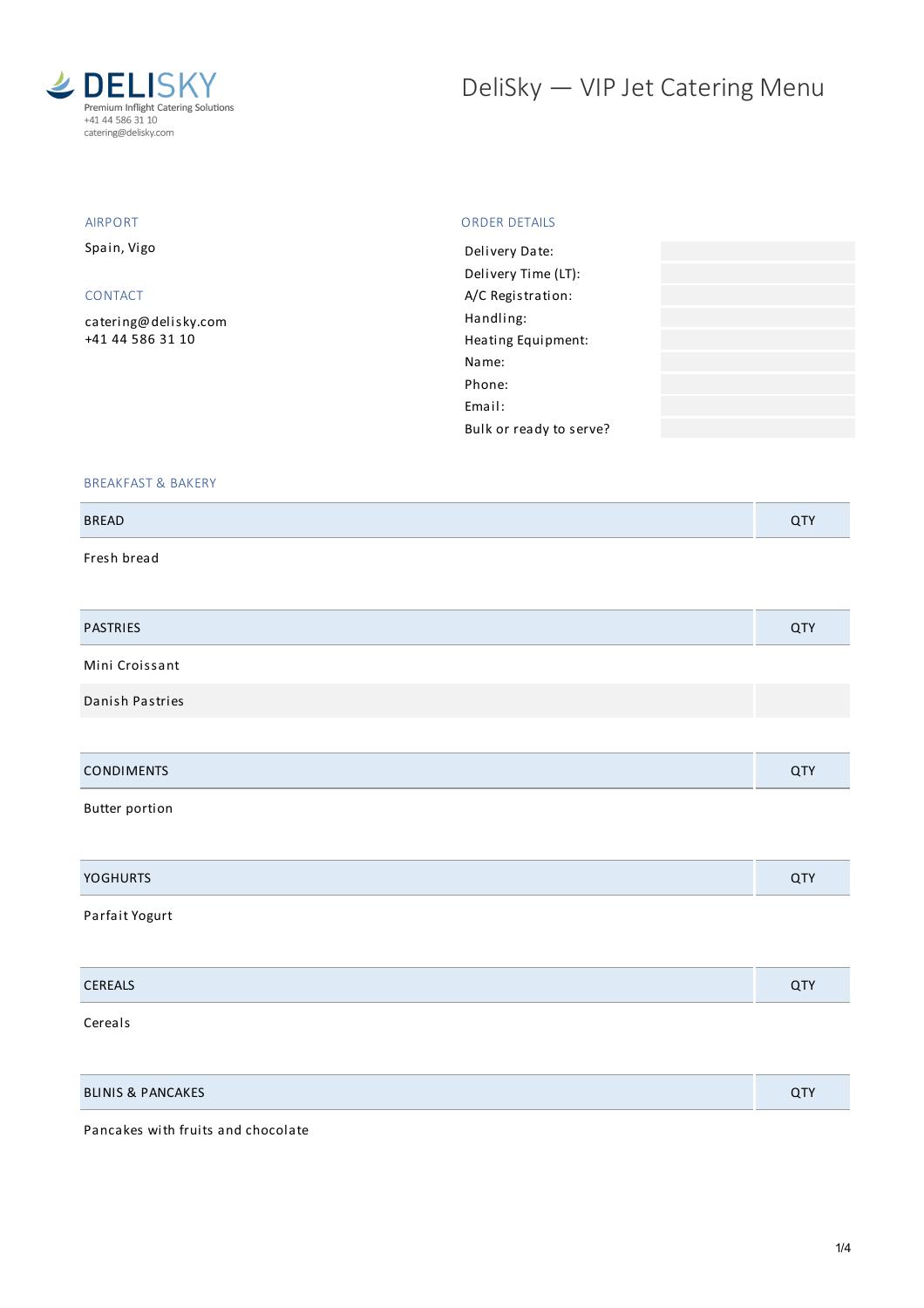**DELISKY**
Premium Inflight Catering Solutions
+41 44 586 31 10
catering@delisky.com

# DeliSky — VIP Jet Catering Menu

## AIRPORT

Spain, Vigo

## CONTACT

catering@delisky.com
+41 44 586 31 10

## ORDER DETAILS

| | |
|---|---|
| Delivery Date: | |
| Delivery Time (LT): | |
| A/C Registration: | |
| Handling: | |
| Heating Equipment: | |
| Name: | |
| Phone: | |
| Email: | |
| Bulk or ready to serve? | |

## BREAKFAST & BAKERY

| BREAD | QTY |
|---|---|
| Fresh bread | |

| PASTRIES | QTY |
|---|---|
| Mini Croissant | |
| Danish Pastries | |

| CONDIMENTS | QTY |
|---|---|
| Butter portion | |

| YOGHURTS | QTY |
|---|---|
| Parfait Yogurt | |

| CEREALS | QTY |
|---|---|
| Cereals | |

| BLINIS & PANCAKES | QTY |
|---|---|
| Pancakes with fruits and chocolate | |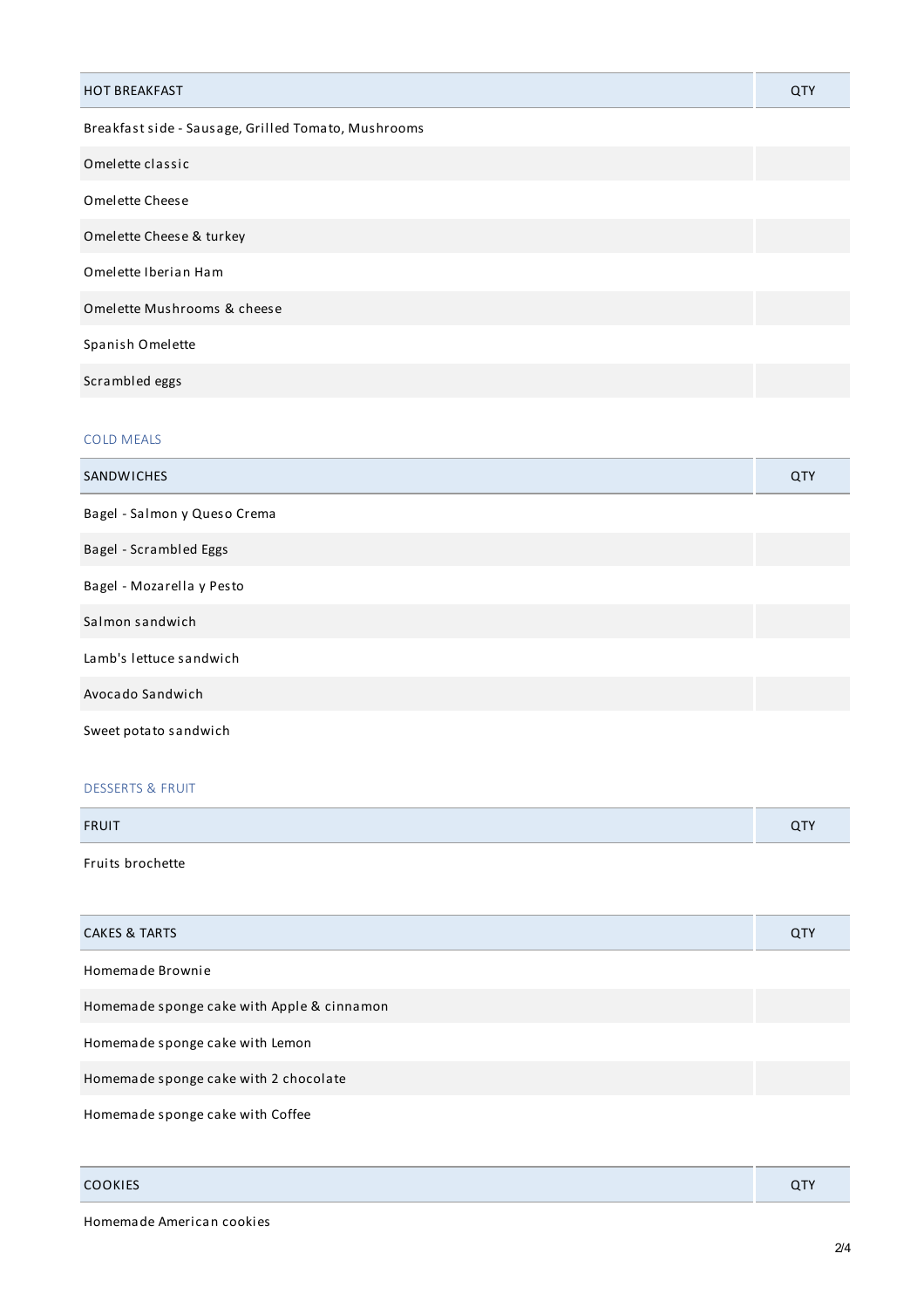| HOT BREAKFAST | QTY |
| --- | --- |
| Breakfast side - Sausage, Grilled Tomato, Mushrooms | |
| Omelette classic | |
| Omelette Cheese | |
| Omelette Cheese & turkey | |
| Omelette Iberian Ham | |
| Omelette Mushrooms & cheese | |
| Spanish Omelette | |
| Scrambled eggs | |

## COLD MEALS

| SANDWICHES | QTY |
| --- | --- |
| Bagel - Salmon y Queso Crema | |
| Bagel - Scrambled Eggs | |
| Bagel - Mozarella y Pesto | |
| Salmon sandwich | |
| Lamb's lettuce sandwich | |
| Avocado Sandwich | |
| Sweet potato sandwich | |

## DESSERTS & FRUIT

| FRUIT | QTY |
| --- | --- |
| Fruits brochette | |

| CAKES & TARTS | QTY |
| --- | --- |
| Homemade Brownie | |
| Homemade sponge cake with Apple & cinnamon | |
| Homemade sponge cake with Lemon | |
| Homemade sponge cake with 2 chocolate | |
| Homemade sponge cake with Coffee | |

| COOKIES | QTY |
| --- | --- |
| Homemade American cookies | |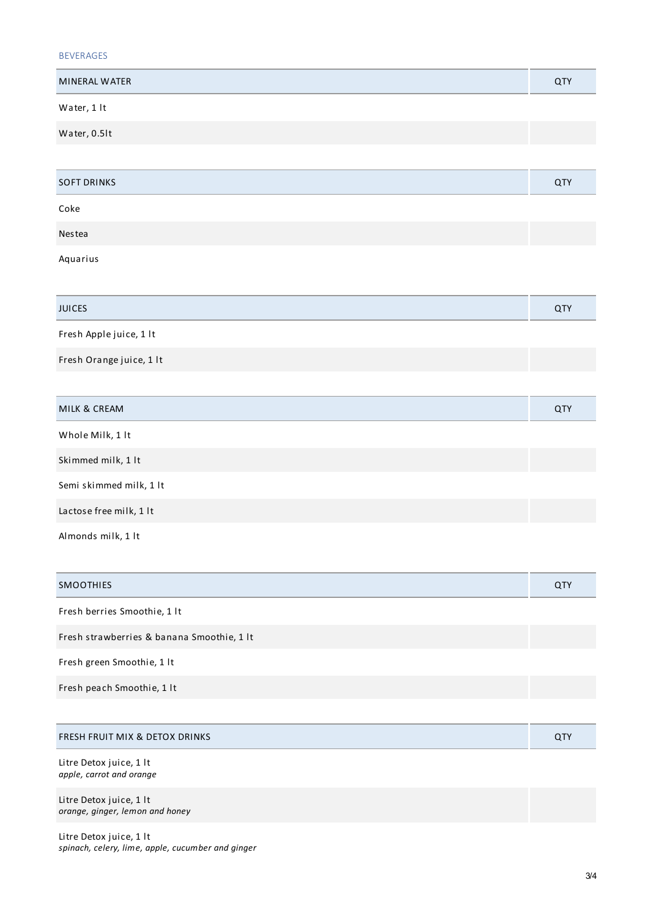BEVERAGES

| MINERAL WATER | QTY |
|---|---|
| Water, 1 lt | |
| Water, 0.5lt | |

| SOFT DRINKS | QTY |
|---|---|
| Coke | |
| Nestea | |
| Aquarius | |

| JUICES | QTY |
|---|---|
| Fresh Apple juice, 1 lt | |
| Fresh Orange juice, 1 lt | |

| MILK & CREAM | QTY |
|---|---|
| Whole Milk, 1 lt | |
| Skimmed milk, 1 lt | |
| Semi skimmed milk, 1 lt | |
| Lactose free milk, 1 lt | |
| Almonds milk, 1 lt | |

| SMOOTHIES | QTY |
|---|---|
| Fresh berries Smoothie, 1 lt | |
| Fresh strawberries & banana Smoothie, 1 lt | |
| Fresh green Smoothie, 1 lt | |
| Fresh peach Smoothie, 1 lt | |

| FRESH FRUIT MIX & DETOX DRINKS | QTY |
|---|---|
| Litre Detox juice, 1 lt<br>*apple, carrot and orange* | |
| Litre Detox juice, 1 lt<br>*orange, ginger, lemon and honey* | |
| Litre Detox juice, 1 lt<br>*spinach, celery, lime, apple, cucumber and ginger* | |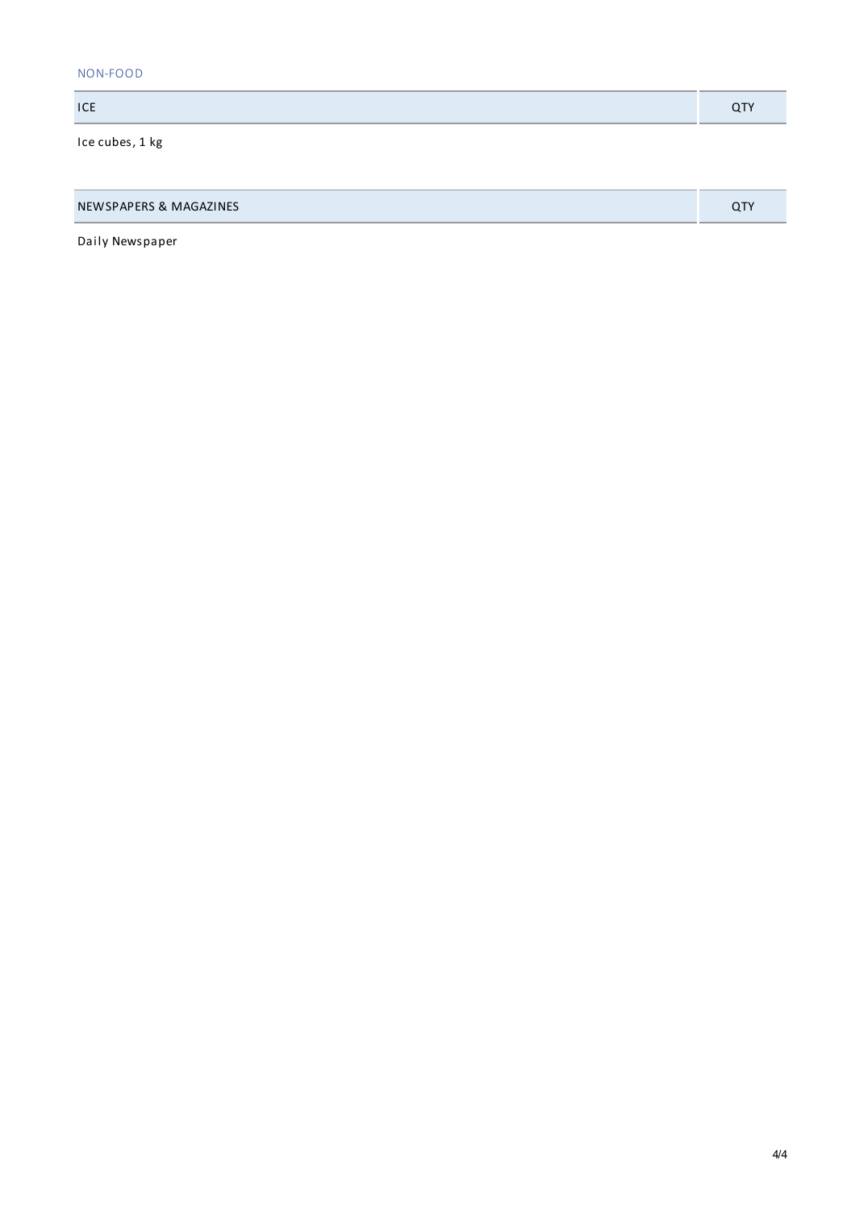NON-FOOD

| ICE | QTY |
| --- | --- |
| Ice cubes, 1 kg | |

| NEWSPAPERS & MAGAZINES | QTY |
| --- | --- |
| Daily Newspaper | |